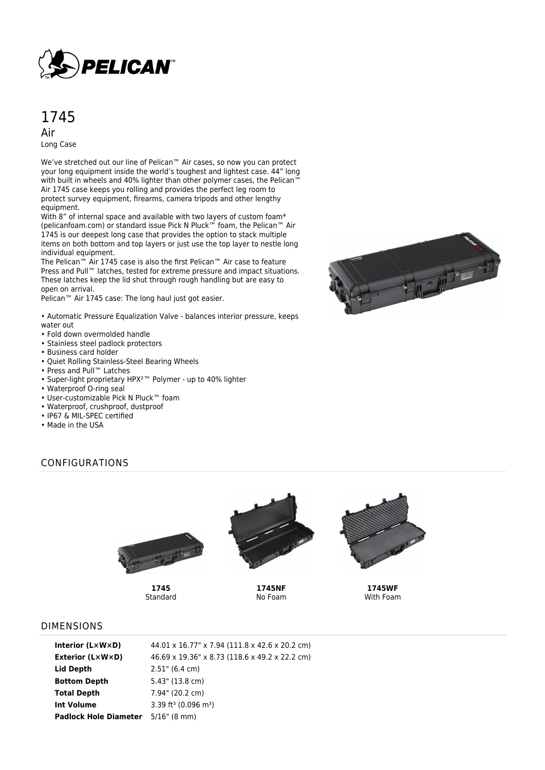# 1745

## Air

Long Case

We've stretched out our line of Pelican™ Air cases, so now you can protect your long equipment inside the world's toughest and lightest case. 44" long with built in wheels and 40% lighter than other polymer cases, the Pelican™ Air 1745 case keeps you rolling and provides the perfect leg room to protect survey equipment, firearms, camera tripods and other lengthy equipment.

With 8" of internal space and available with two layers of custom foam* (pelicanfoam.com) or standard issue Pick N Pluck™ foam, the Pelican™ Air 1745 is our deepest long case that provides the option to stack multiple items on both bottom and top layers or just use the top layer to nestle long individual equipment.

The Pelican™ Air 1745 case is also the first Pelican™ Air case to feature Press and Pull™ latches, tested for extreme pressure and impact situations. These latches keep the lid shut through rough handling but are easy to open on arrival.

Pelican™ Air 1745 case: The long haul just got easier.

- Automatic Pressure Equalization Valve - balances interior pressure, keeps water out
- Fold down overmolded handle
- Stainless steel padlock protectors
- Business card holder
- Quiet Rolling Stainless-Steel Bearing Wheels
- Press and Pull™ Latches
- Super-light proprietary HPX²™ Polymer - up to 40% lighter
- Waterproof O-ring seal
- User-customizable Pick N Pluck™ foam
- Waterproof, crushproof, dustproof
- IP67 & MIL-SPEC certified
- Made in the USA

## CONFIGURATIONS

**1745**
Standard

**1745NF**
No Foam

**1745WF**
With Foam

## DIMENSIONS

| | |
|---|---|
| **Interior (L×W×D)** | 44.01 x 16.77" x 7.94 (111.8 x 42.6 x 20.2 cm) |
| **Exterior (L×W×D)** | 46.69 x 19.36" x 8.73 (118.6 x 49.2 x 22.2 cm) |
| **Lid Depth** | 2.51" (6.4 cm) |
| **Bottom Depth** | 5.43" (13.8 cm) |
| **Total Depth** | 7.94" (20.2 cm) |
| **Int Volume** | 3.39 ft³ (0.096 m³) |
| **Padlock Hole Diameter** | 5/16" (8 mm) |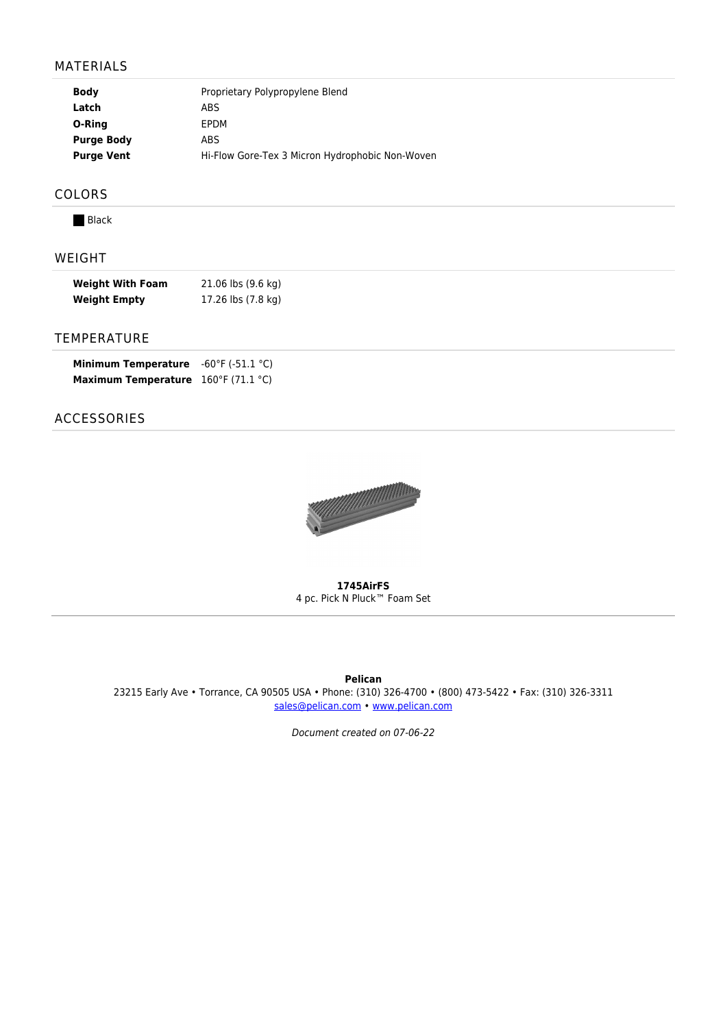## MATERIALS

| | |
|---|---|
| **Body** | Proprietary Polypropylene Blend |
| **Latch** | ABS |
| **O-Ring** | EPDM |
| **Purge Body** | ABS |
| **Purge Vent** | Hi-Flow Gore-Tex 3 Micron Hydrophobic Non-Woven |

## COLORS

Black

## WEIGHT

| | |
|---|---|
| **Weight With Foam** | 21.06 lbs (9.6 kg) |
| **Weight Empty** | 17.26 lbs (7.8 kg) |

## TEMPERATURE

| | |
|---|---|
| **Minimum Temperature** | -60°F (-51.1 °C) |
| **Maximum Temperature** | 160°F (71.1 °C) |

## ACCESSORIES

**1745AirFS**
4 pc. Pick N Pluck™ Foam Set

**Pelican**
23215 Early Ave • Torrance, CA 90505 USA • Phone: (310) 326-4700 • (800) 473-5422 • Fax: (310) 326-3311
sales@pelican.com • www.pelican.com

*Document created on 07-06-22*